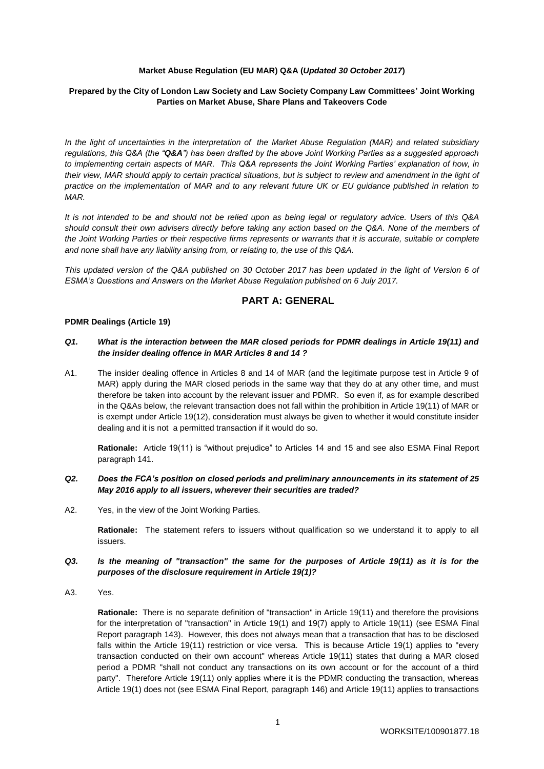**Market Abuse Regulation (EU MAR) Q&A (*Updated 30 October 2017*)**

**Prepared by the City of London Law Society and Law Society Company Law Committees' Joint Working Parties on Market Abuse, Share Plans and Takeovers Code**

*In the light of uncertainties in the interpretation of the Market Abuse Regulation (MAR) and related subsidiary regulations, this Q&A (the "**Q&A**") has been drafted by the above Joint Working Parties as a suggested approach to implementing certain aspects of MAR. This Q&A represents the Joint Working Parties' explanation of how, in their view, MAR should apply to certain practical situations, but is subject to review and amendment in the light of practice on the implementation of MAR and to any relevant future UK or EU guidance published in relation to MAR.*

*It is not intended to be and should not be relied upon as being legal or regulatory advice. Users of this Q&A should consult their own advisers directly before taking any action based on the Q&A. None of the members of the Joint Working Parties or their respective firms represents or warrants that it is accurate, suitable or complete and none shall have any liability arising from, or relating to, the use of this Q&A.*

*This updated version of the Q&A published on 30 October 2017 has been updated in the light of Version 6 of ESMA's Questions and Answers on the Market Abuse Regulation published on 6 July 2017.*

## PART A: GENERAL

**PDMR Dealings (Article 19)**

***Q1. What is the interaction between the MAR closed periods for PDMR dealings in Article 19(11) and the insider dealing offence in MAR Articles 8 and 14 ?***

A1. The insider dealing offence in Articles 8 and 14 of MAR (and the legitimate purpose test in Article 9 of MAR) apply during the MAR closed periods in the same way that they do at any other time, and must therefore be taken into account by the relevant issuer and PDMR. So even if, as for example described in the Q&As below, the relevant transaction does not fall within the prohibition in Article 19(11) of MAR or is exempt under Article 19(12), consideration must always be given to whether it would constitute insider dealing and it is not a permitted transaction if it would do so.

**Rationale:** Article 19(11) is "without prejudice" to Articles 14 and 15 and see also ESMA Final Report paragraph 141.

***Q2. Does the FCA's position on closed periods and preliminary announcements in its statement of 25 May 2016 apply to all issuers, wherever their securities are traded?***

A2. Yes, in the view of the Joint Working Parties.

**Rationale:** The statement refers to issuers without qualification so we understand it to apply to all issuers.

***Q3. Is the meaning of "transaction" the same for the purposes of Article 19(11) as it is for the purposes of the disclosure requirement in Article 19(1)?***

A3. Yes.

**Rationale:** There is no separate definition of "transaction" in Article 19(11) and therefore the provisions for the interpretation of "transaction" in Article 19(1) and 19(7) apply to Article 19(11) (see ESMA Final Report paragraph 143). However, this does not always mean that a transaction that has to be disclosed falls within the Article 19(11) restriction or vice versa. This is because Article 19(1) applies to "every transaction conducted on their own account" whereas Article 19(11) states that during a MAR closed period a PDMR "shall not conduct any transactions on its own account or for the account of a third party". Therefore Article 19(11) only applies where it is the PDMR conducting the transaction, whereas Article 19(1) does not (see ESMA Final Report, paragraph 146) and Article 19(11) applies to transactions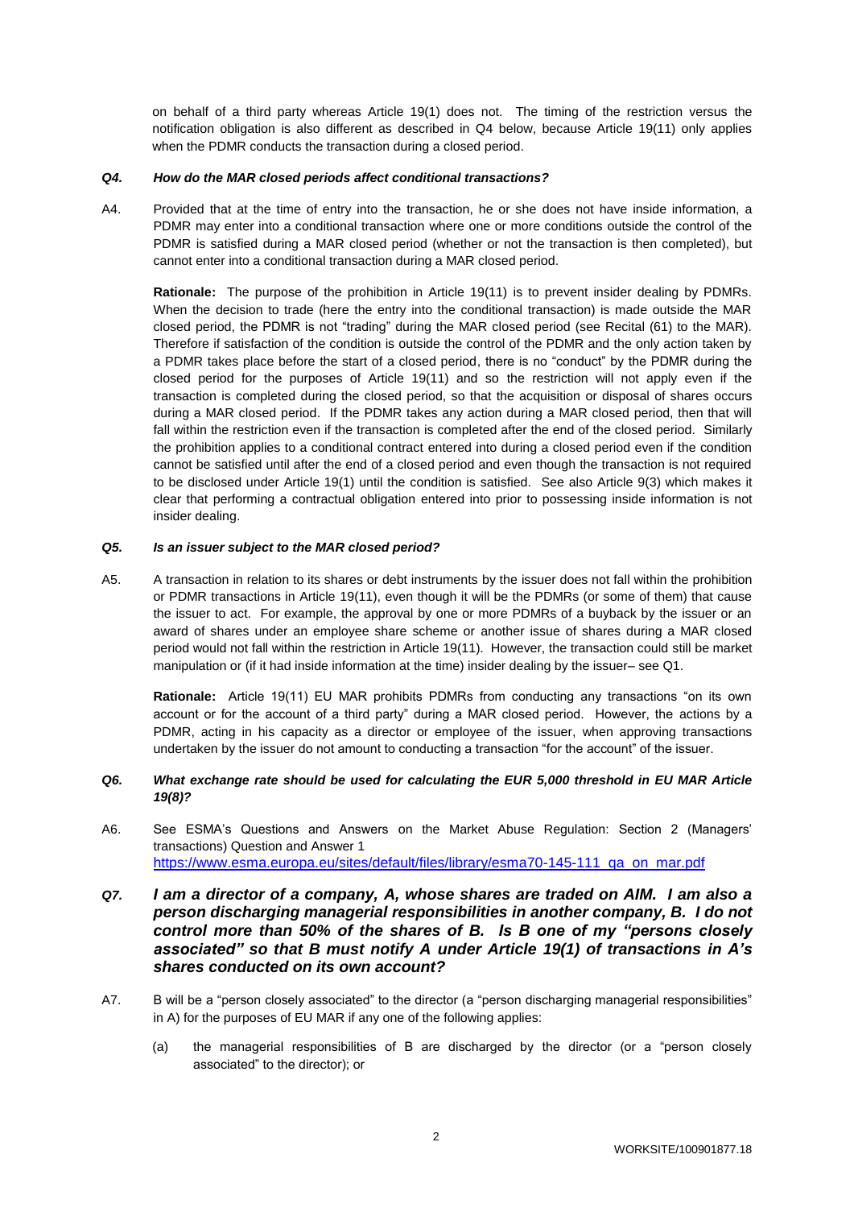on behalf of a third party whereas Article 19(1) does not. The timing of the restriction versus the notification obligation is also different as described in Q4 below, because Article 19(11) only applies when the PDMR conducts the transaction during a closed period.

***Q4. How do the MAR closed periods affect conditional transactions?***

A4. Provided that at the time of entry into the transaction, he or she does not have inside information, a PDMR may enter into a conditional transaction where one or more conditions outside the control of the PDMR is satisfied during a MAR closed period (whether or not the transaction is then completed), but cannot enter into a conditional transaction during a MAR closed period.

**Rationale:** The purpose of the prohibition in Article 19(11) is to prevent insider dealing by PDMRs. When the decision to trade (here the entry into the conditional transaction) is made outside the MAR closed period, the PDMR is not "trading" during the MAR closed period (see Recital (61) to the MAR). Therefore if satisfaction of the condition is outside the control of the PDMR and the only action taken by a PDMR takes place before the start of a closed period, there is no "conduct" by the PDMR during the closed period for the purposes of Article 19(11) and so the restriction will not apply even if the transaction is completed during the closed period, so that the acquisition or disposal of shares occurs during a MAR closed period. If the PDMR takes any action during a MAR closed period, then that will fall within the restriction even if the transaction is completed after the end of the closed period. Similarly the prohibition applies to a conditional contract entered into during a closed period even if the condition cannot be satisfied until after the end of a closed period and even though the transaction is not required to be disclosed under Article 19(1) until the condition is satisfied. See also Article 9(3) which makes it clear that performing a contractual obligation entered into prior to possessing inside information is not insider dealing.

***Q5. Is an issuer subject to the MAR closed period?***

A5. A transaction in relation to its shares or debt instruments by the issuer does not fall within the prohibition or PDMR transactions in Article 19(11), even though it will be the PDMRs (or some of them) that cause the issuer to act. For example, the approval by one or more PDMRs of a buyback by the issuer or an award of shares under an employee share scheme or another issue of shares during a MAR closed period would not fall within the restriction in Article 19(11). However, the transaction could still be market manipulation or (if it had inside information at the time) insider dealing by the issuer– see Q1.

**Rationale:** Article 19(11) EU MAR prohibits PDMRs from conducting any transactions "on its own account or for the account of a third party" during a MAR closed period. However, the actions by a PDMR, acting in his capacity as a director or employee of the issuer, when approving transactions undertaken by the issuer do not amount to conducting a transaction "for the account" of the issuer.

***Q6. What exchange rate should be used for calculating the EUR 5,000 threshold in EU MAR Article 19(8)?***

A6. See ESMA's Questions and Answers on the Market Abuse Regulation: Section 2 (Managers' transactions) Question and Answer 1
[https://www.esma.europa.eu/sites/default/files/library/esma70-145-111_qa_on_mar.pdf](https://www.esma.europa.eu/sites/default/files/library/esma70-145-111_qa_on_mar.pdf)

***Q7. I am a director of a company, A, whose shares are traded on AIM. I am also a person discharging managerial responsibilities in another company, B. I do not control more than 50% of the shares of B. Is B one of my "persons closely associated" so that B must notify A under Article 19(1) of transactions in A's shares conducted on its own account?***

A7. B will be a "person closely associated" to the director (a "person discharging managerial responsibilities" in A) for the purposes of EU MAR if any one of the following applies:

(a) the managerial responsibilities of B are discharged by the director (or a "person closely associated" to the director); or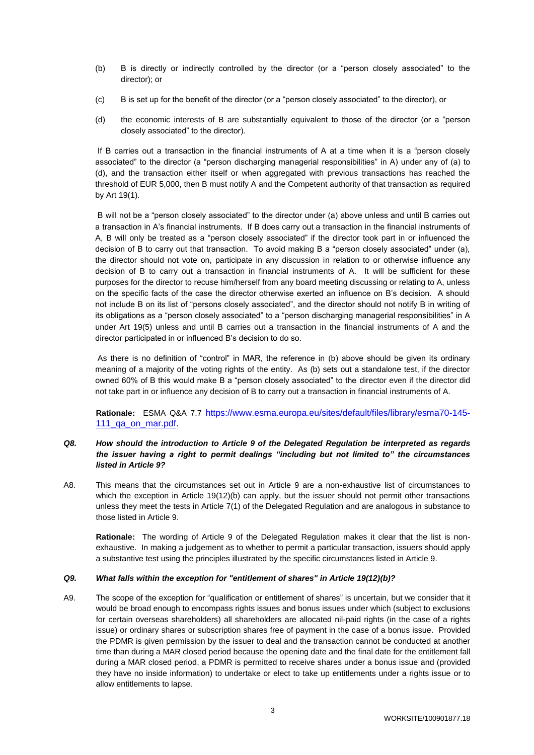(b) B is directly or indirectly controlled by the director (or a "person closely associated" to the director); or

(c) B is set up for the benefit of the director (or a "person closely associated" to the director), or

(d) the economic interests of B are substantially equivalent to those of the director (or a "person closely associated" to the director).

If B carries out a transaction in the financial instruments of A at a time when it is a "person closely associated" to the director (a "person discharging managerial responsibilities" in A) under any of (a) to (d), and the transaction either itself or when aggregated with previous transactions has reached the threshold of EUR 5,000, then B must notify A and the Competent authority of that transaction as required by Art 19(1).

B will not be a "person closely associated" to the director under (a) above unless and until B carries out a transaction in A's financial instruments. If B does carry out a transaction in the financial instruments of A, B will only be treated as a "person closely associated" if the director took part in or influenced the decision of B to carry out that transaction. To avoid making B a "person closely associated" under (a), the director should not vote on, participate in any discussion in relation to or otherwise influence any decision of B to carry out a transaction in financial instruments of A. It will be sufficient for these purposes for the director to recuse him/herself from any board meeting discussing or relating to A, unless on the specific facts of the case the director otherwise exerted an influence on B's decision. A should not include B on its list of "persons closely associated", and the director should not notify B in writing of its obligations as a "person closely associated" to a "person discharging managerial responsibilities" in A under Art 19(5) unless and until B carries out a transaction in the financial instruments of A and the director participated in or influenced B's decision to do so.

As there is no definition of "control" in MAR, the reference in (b) above should be given its ordinary meaning of a majority of the voting rights of the entity. As (b) sets out a standalone test, if the director owned 60% of B this would make B a "person closely associated" to the director even if the director did not take part in or influence any decision of B to carry out a transaction in financial instruments of A.

**Rationale:** ESMA Q&A 7.7 [https://www.esma.europa.eu/sites/default/files/library/esma70-145-111_qa_on_mar.pdf](https://www.esma.europa.eu/sites/default/files/library/esma70-145-111_qa_on_mar.pdf).

***Q8. How should the introduction to Article 9 of the Delegated Regulation be interpreted as regards the issuer having a right to permit dealings "including but not limited to" the circumstances listed in Article 9?***

A8. This means that the circumstances set out in Article 9 are a non-exhaustive list of circumstances to which the exception in Article 19(12)(b) can apply, but the issuer should not permit other transactions unless they meet the tests in Article 7(1) of the Delegated Regulation and are analogous in substance to those listed in Article 9.

**Rationale:** The wording of Article 9 of the Delegated Regulation makes it clear that the list is non-exhaustive. In making a judgement as to whether to permit a particular transaction, issuers should apply a substantive test using the principles illustrated by the specific circumstances listed in Article 9.

***Q9. What falls within the exception for "entitlement of shares" in Article 19(12)(b)?***

A9. The scope of the exception for "qualification or entitlement of shares" is uncertain, but we consider that it would be broad enough to encompass rights issues and bonus issues under which (subject to exclusions for certain overseas shareholders) all shareholders are allocated nil-paid rights (in the case of a rights issue) or ordinary shares or subscription shares free of payment in the case of a bonus issue. Provided the PDMR is given permission by the issuer to deal and the transaction cannot be conducted at another time than during a MAR closed period because the opening date and the final date for the entitlement fall during a MAR closed period, a PDMR is permitted to receive shares under a bonus issue and (provided they have no inside information) to undertake or elect to take up entitlements under a rights issue or to allow entitlements to lapse.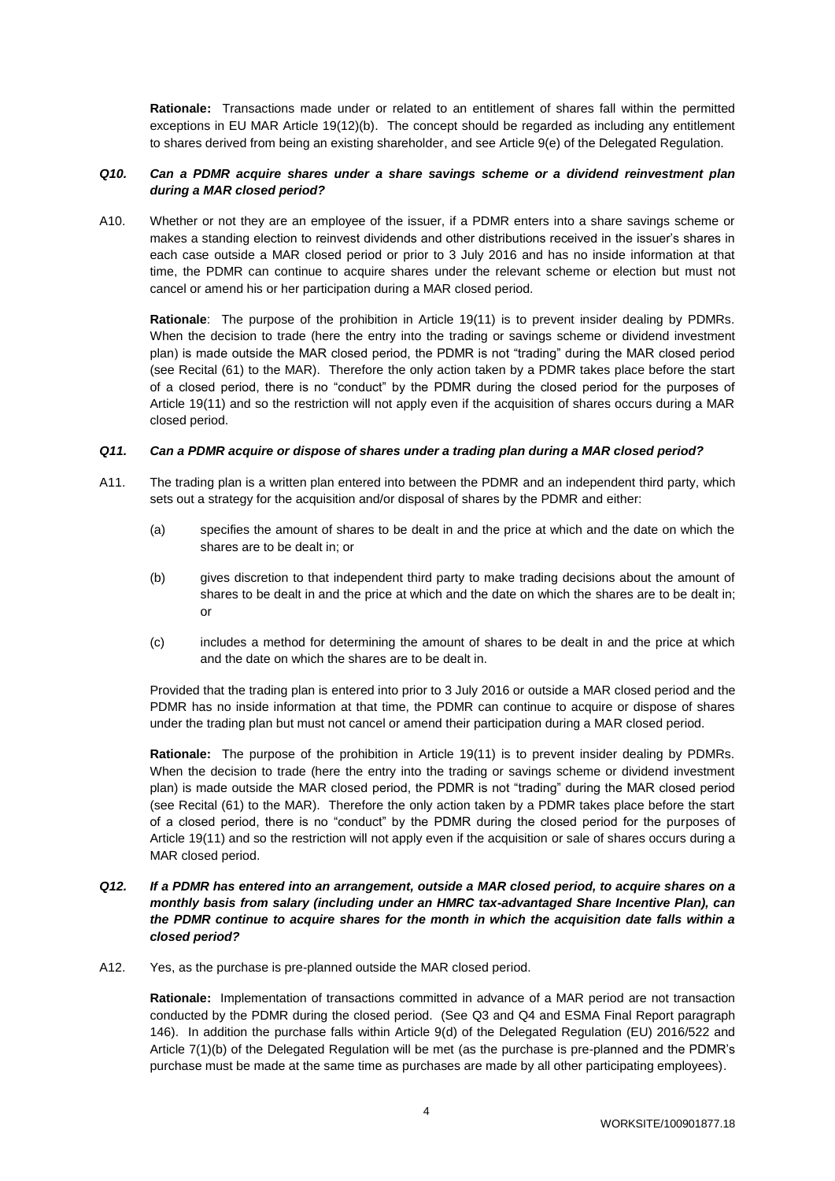**Rationale:** Transactions made under or related to an entitlement of shares fall within the permitted exceptions in EU MAR Article 19(12)(b). The concept should be regarded as including any entitlement to shares derived from being an existing shareholder, and see Article 9(e) of the Delegated Regulation.

***Q10. Can a PDMR acquire shares under a share savings scheme or a dividend reinvestment plan during a MAR closed period?***

A10. Whether or not they are an employee of the issuer, if a PDMR enters into a share savings scheme or makes a standing election to reinvest dividends and other distributions received in the issuer's shares in each case outside a MAR closed period or prior to 3 July 2016 and has no inside information at that time, the PDMR can continue to acquire shares under the relevant scheme or election but must not cancel or amend his or her participation during a MAR closed period.

**Rationale**: The purpose of the prohibition in Article 19(11) is to prevent insider dealing by PDMRs. When the decision to trade (here the entry into the trading or savings scheme or dividend investment plan) is made outside the MAR closed period, the PDMR is not "trading" during the MAR closed period (see Recital (61) to the MAR). Therefore the only action taken by a PDMR takes place before the start of a closed period, there is no "conduct" by the PDMR during the closed period for the purposes of Article 19(11) and so the restriction will not apply even if the acquisition of shares occurs during a MAR closed period.

***Q11. Can a PDMR acquire or dispose of shares under a trading plan during a MAR closed period?***

A11. The trading plan is a written plan entered into between the PDMR and an independent third party, which sets out a strategy for the acquisition and/or disposal of shares by the PDMR and either:

(a) specifies the amount of shares to be dealt in and the price at which and the date on which the shares are to be dealt in; or

(b) gives discretion to that independent third party to make trading decisions about the amount of shares to be dealt in and the price at which and the date on which the shares are to be dealt in; or

(c) includes a method for determining the amount of shares to be dealt in and the price at which and the date on which the shares are to be dealt in.

Provided that the trading plan is entered into prior to 3 July 2016 or outside a MAR closed period and the PDMR has no inside information at that time, the PDMR can continue to acquire or dispose of shares under the trading plan but must not cancel or amend their participation during a MAR closed period.

**Rationale:** The purpose of the prohibition in Article 19(11) is to prevent insider dealing by PDMRs. When the decision to trade (here the entry into the trading or savings scheme or dividend investment plan) is made outside the MAR closed period, the PDMR is not "trading" during the MAR closed period (see Recital (61) to the MAR). Therefore the only action taken by a PDMR takes place before the start of a closed period, there is no "conduct" by the PDMR during the closed period for the purposes of Article 19(11) and so the restriction will not apply even if the acquisition or sale of shares occurs during a MAR closed period.

***Q12. If a PDMR has entered into an arrangement, outside a MAR closed period, to acquire shares on a monthly basis from salary (including under an HMRC tax-advantaged Share Incentive Plan), can the PDMR continue to acquire shares for the month in which the acquisition date falls within a closed period?***

A12. Yes, as the purchase is pre-planned outside the MAR closed period.

**Rationale:** Implementation of transactions committed in advance of a MAR period are not transaction conducted by the PDMR during the closed period. (See Q3 and Q4 and ESMA Final Report paragraph 146). In addition the purchase falls within Article 9(d) of the Delegated Regulation (EU) 2016/522 and Article 7(1)(b) of the Delegated Regulation will be met (as the purchase is pre-planned and the PDMR's purchase must be made at the same time as purchases are made by all other participating employees).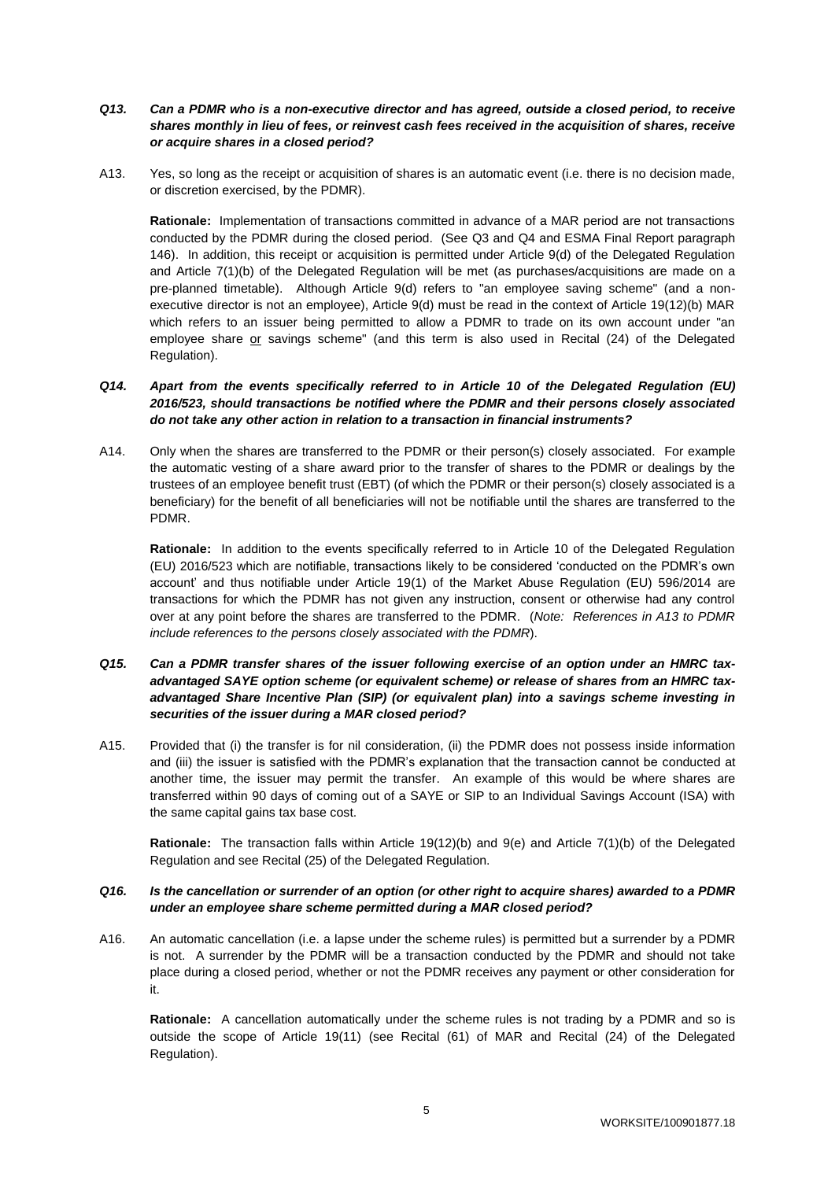***Q13. Can a PDMR who is a non-executive director and has agreed, outside a closed period, to receive shares monthly in lieu of fees, or reinvest cash fees received in the acquisition of shares, receive or acquire shares in a closed period?***

A13. Yes, so long as the receipt or acquisition of shares is an automatic event (i.e. there is no decision made, or discretion exercised, by the PDMR).

**Rationale:** Implementation of transactions committed in advance of a MAR period are not transactions conducted by the PDMR during the closed period. (See Q3 and Q4 and ESMA Final Report paragraph 146). In addition, this receipt or acquisition is permitted under Article 9(d) of the Delegated Regulation and Article 7(1)(b) of the Delegated Regulation will be met (as purchases/acquisitions are made on a pre-planned timetable). Although Article 9(d) refers to "an employee saving scheme" (and a non-executive director is not an employee), Article 9(d) must be read in the context of Article 19(12)(b) MAR which refers to an issuer being permitted to allow a PDMR to trade on its own account under "an employee share or savings scheme" (and this term is also used in Recital (24) of the Delegated Regulation).

***Q14. Apart from the events specifically referred to in Article 10 of the Delegated Regulation (EU) 2016/523, should transactions be notified where the PDMR and their persons closely associated do not take any other action in relation to a transaction in financial instruments?***

A14. Only when the shares are transferred to the PDMR or their person(s) closely associated. For example the automatic vesting of a share award prior to the transfer of shares to the PDMR or dealings by the trustees of an employee benefit trust (EBT) (of which the PDMR or their person(s) closely associated is a beneficiary) for the benefit of all beneficiaries will not be notifiable until the shares are transferred to the PDMR.

**Rationale:** In addition to the events specifically referred to in Article 10 of the Delegated Regulation (EU) 2016/523 which are notifiable, transactions likely to be considered 'conducted on the PDMR's own account' and thus notifiable under Article 19(1) of the Market Abuse Regulation (EU) 596/2014 are transactions for which the PDMR has not given any instruction, consent or otherwise had any control over at any point before the shares are transferred to the PDMR. (*Note: References in A13 to PDMR include references to the persons closely associated with the PDMR*).

***Q15. Can a PDMR transfer shares of the issuer following exercise of an option under an HMRC tax-advantaged SAYE option scheme (or equivalent scheme) or release of shares from an HMRC tax-advantaged Share Incentive Plan (SIP) (or equivalent plan) into a savings scheme investing in securities of the issuer during a MAR closed period?***

A15. Provided that (i) the transfer is for nil consideration, (ii) the PDMR does not possess inside information and (iii) the issuer is satisfied with the PDMR's explanation that the transaction cannot be conducted at another time, the issuer may permit the transfer. An example of this would be where shares are transferred within 90 days of coming out of a SAYE or SIP to an Individual Savings Account (ISA) with the same capital gains tax base cost.

**Rationale:** The transaction falls within Article 19(12)(b) and 9(e) and Article 7(1)(b) of the Delegated Regulation and see Recital (25) of the Delegated Regulation.

***Q16. Is the cancellation or surrender of an option (or other right to acquire shares) awarded to a PDMR under an employee share scheme permitted during a MAR closed period?***

A16. An automatic cancellation (i.e. a lapse under the scheme rules) is permitted but a surrender by a PDMR is not. A surrender by the PDMR will be a transaction conducted by the PDMR and should not take place during a closed period, whether or not the PDMR receives any payment or other consideration for it.

**Rationale:** A cancellation automatically under the scheme rules is not trading by a PDMR and so is outside the scope of Article 19(11) (see Recital (61) of MAR and Recital (24) of the Delegated Regulation).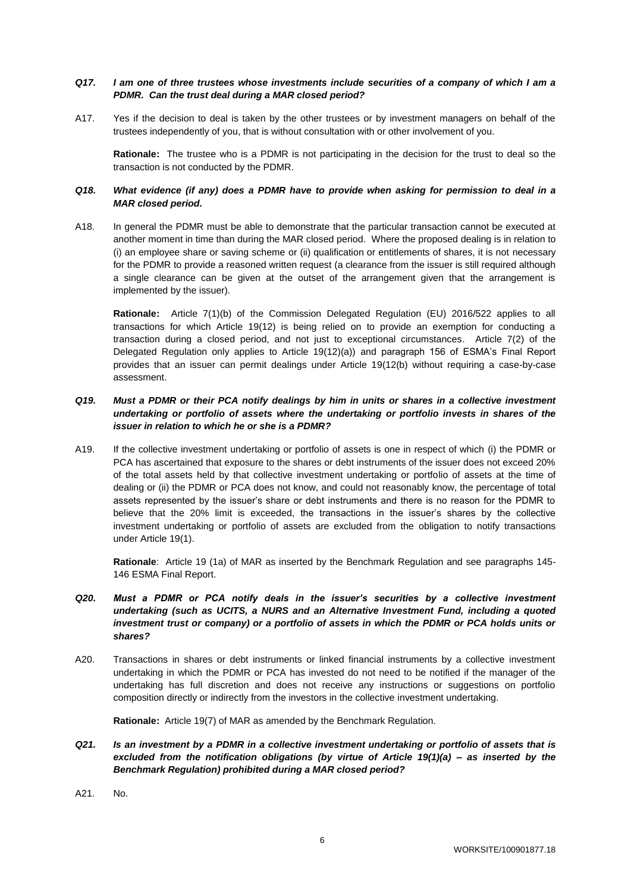***Q17. I am one of three trustees whose investments include securities of a company of which I am a PDMR. Can the trust deal during a MAR closed period?***

A17. Yes if the decision to deal is taken by the other trustees or by investment managers on behalf of the trustees independently of you, that is without consultation with or other involvement of you.

**Rationale:** The trustee who is a PDMR is not participating in the decision for the trust to deal so the transaction is not conducted by the PDMR.

***Q18. What evidence (if any) does a PDMR have to provide when asking for permission to deal in a MAR closed period.***

A18. In general the PDMR must be able to demonstrate that the particular transaction cannot be executed at another moment in time than during the MAR closed period. Where the proposed dealing is in relation to (i) an employee share or saving scheme or (ii) qualification or entitlements of shares, it is not necessary for the PDMR to provide a reasoned written request (a clearance from the issuer is still required although a single clearance can be given at the outset of the arrangement given that the arrangement is implemented by the issuer).

**Rationale:** Article 7(1)(b) of the Commission Delegated Regulation (EU) 2016/522 applies to all transactions for which Article 19(12) is being relied on to provide an exemption for conducting a transaction during a closed period, and not just to exceptional circumstances. Article 7(2) of the Delegated Regulation only applies to Article 19(12)(a)) and paragraph 156 of ESMA's Final Report provides that an issuer can permit dealings under Article 19(12(b) without requiring a case-by-case assessment.

***Q19. Must a PDMR or their PCA notify dealings by him in units or shares in a collective investment undertaking or portfolio of assets where the undertaking or portfolio invests in shares of the issuer in relation to which he or she is a PDMR?***

A19. If the collective investment undertaking or portfolio of assets is one in respect of which (i) the PDMR or PCA has ascertained that exposure to the shares or debt instruments of the issuer does not exceed 20% of the total assets held by that collective investment undertaking or portfolio of assets at the time of dealing or (ii) the PDMR or PCA does not know, and could not reasonably know, the percentage of total assets represented by the issuer's share or debt instruments and there is no reason for the PDMR to believe that the 20% limit is exceeded, the transactions in the issuer's shares by the collective investment undertaking or portfolio of assets are excluded from the obligation to notify transactions under Article 19(1).

**Rationale**: Article 19 (1a) of MAR as inserted by the Benchmark Regulation and see paragraphs 145-146 ESMA Final Report.

***Q20. Must a PDMR or PCA notify deals in the issuer's securities by a collective investment undertaking (such as UCITS, a NURS and an Alternative Investment Fund, including a quoted investment trust or company) or a portfolio of assets in which the PDMR or PCA holds units or shares?***

A20. Transactions in shares or debt instruments or linked financial instruments by a collective investment undertaking in which the PDMR or PCA has invested do not need to be notified if the manager of the undertaking has full discretion and does not receive any instructions or suggestions on portfolio composition directly or indirectly from the investors in the collective investment undertaking.

**Rationale:** Article 19(7) of MAR as amended by the Benchmark Regulation.

***Q21. Is an investment by a PDMR in a collective investment undertaking or portfolio of assets that is excluded from the notification obligations (by virtue of Article 19(1)(a) – as inserted by the Benchmark Regulation) prohibited during a MAR closed period?***

A21. No.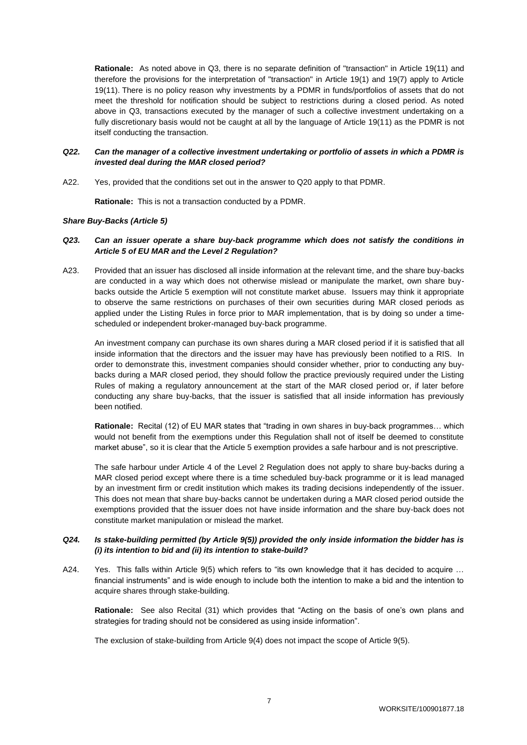**Rationale:** As noted above in Q3, there is no separate definition of "transaction" in Article 19(11) and therefore the provisions for the interpretation of "transaction" in Article 19(1) and 19(7) apply to Article 19(11). There is no policy reason why investments by a PDMR in funds/portfolios of assets that do not meet the threshold for notification should be subject to restrictions during a closed period. As noted above in Q3, transactions executed by the manager of such a collective investment undertaking on a fully discretionary basis would not be caught at all by the language of Article 19(11) as the PDMR is not itself conducting the transaction.

***Q22. Can the manager of a collective investment undertaking or portfolio of assets in which a PDMR is invested deal during the MAR closed period?***

A22. Yes, provided that the conditions set out in the answer to Q20 apply to that PDMR.

**Rationale:** This is not a transaction conducted by a PDMR.

***Share Buy-Backs (Article 5)***

***Q23. Can an issuer operate a share buy-back programme which does not satisfy the conditions in Article 5 of EU MAR and the Level 2 Regulation?***

A23. Provided that an issuer has disclosed all inside information at the relevant time, and the share buy-backs are conducted in a way which does not otherwise mislead or manipulate the market, own share buy-backs outside the Article 5 exemption will not constitute market abuse. Issuers may think it appropriate to observe the same restrictions on purchases of their own securities during MAR closed periods as applied under the Listing Rules in force prior to MAR implementation, that is by doing so under a time-scheduled or independent broker-managed buy-back programme.

An investment company can purchase its own shares during a MAR closed period if it is satisfied that all inside information that the directors and the issuer may have has previously been notified to a RIS. In order to demonstrate this, investment companies should consider whether, prior to conducting any buy-backs during a MAR closed period, they should follow the practice previously required under the Listing Rules of making a regulatory announcement at the start of the MAR closed period or, if later before conducting any share buy-backs, that the issuer is satisfied that all inside information has previously been notified.

**Rationale:** Recital (12) of EU MAR states that "trading in own shares in buy-back programmes… which would not benefit from the exemptions under this Regulation shall not of itself be deemed to constitute market abuse", so it is clear that the Article 5 exemption provides a safe harbour and is not prescriptive.

The safe harbour under Article 4 of the Level 2 Regulation does not apply to share buy-backs during a MAR closed period except where there is a time scheduled buy-back programme or it is lead managed by an investment firm or credit institution which makes its trading decisions independently of the issuer. This does not mean that share buy-backs cannot be undertaken during a MAR closed period outside the exemptions provided that the issuer does not have inside information and the share buy-back does not constitute market manipulation or mislead the market.

***Q24. Is stake-building permitted (by Article 9(5)) provided the only inside information the bidder has is (i) its intention to bid and (ii) its intention to stake-build?***

A24. Yes. This falls within Article 9(5) which refers to "its own knowledge that it has decided to acquire … financial instruments" and is wide enough to include both the intention to make a bid and the intention to acquire shares through stake-building.

**Rationale:** See also Recital (31) which provides that "Acting on the basis of one's own plans and strategies for trading should not be considered as using inside information".

The exclusion of stake-building from Article 9(4) does not impact the scope of Article 9(5).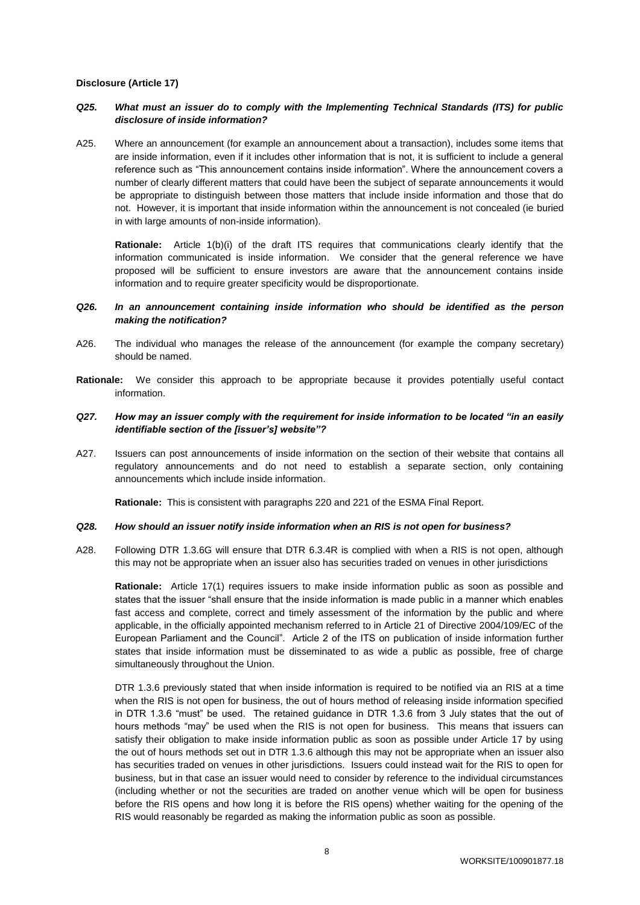**Disclosure (Article 17)**

***Q25. What must an issuer do to comply with the Implementing Technical Standards (ITS) for public disclosure of inside information?***

A25. Where an announcement (for example an announcement about a transaction), includes some items that are inside information, even if it includes other information that is not, it is sufficient to include a general reference such as "This announcement contains inside information". Where the announcement covers a number of clearly different matters that could have been the subject of separate announcements it would be appropriate to distinguish between those matters that include inside information and those that do not. However, it is important that inside information within the announcement is not concealed (ie buried in with large amounts of non-inside information).

**Rationale:** Article 1(b)(i) of the draft ITS requires that communications clearly identify that the information communicated is inside information. We consider that the general reference we have proposed will be sufficient to ensure investors are aware that the announcement contains inside information and to require greater specificity would be disproportionate.

***Q26. In an announcement containing inside information who should be identified as the person making the notification?***

A26. The individual who manages the release of the announcement (for example the company secretary) should be named.

**Rationale:** We consider this approach to be appropriate because it provides potentially useful contact information.

***Q27. How may an issuer comply with the requirement for inside information to be located "in an easily identifiable section of the [issuer's] website"?***

A27. Issuers can post announcements of inside information on the section of their website that contains all regulatory announcements and do not need to establish a separate section, only containing announcements which include inside information.

**Rationale:** This is consistent with paragraphs 220 and 221 of the ESMA Final Report.

***Q28. How should an issuer notify inside information when an RIS is not open for business?***

A28. Following DTR 1.3.6G will ensure that DTR 6.3.4R is complied with when a RIS is not open, although this may not be appropriate when an issuer also has securities traded on venues in other jurisdictions

**Rationale:** Article 17(1) requires issuers to make inside information public as soon as possible and states that the issuer "shall ensure that the inside information is made public in a manner which enables fast access and complete, correct and timely assessment of the information by the public and where applicable, in the officially appointed mechanism referred to in Article 21 of Directive 2004/109/EC of the European Parliament and the Council". Article 2 of the ITS on publication of inside information further states that inside information must be disseminated to as wide a public as possible, free of charge simultaneously throughout the Union.

DTR 1.3.6 previously stated that when inside information is required to be notified via an RIS at a time when the RIS is not open for business, the out of hours method of releasing inside information specified in DTR 1.3.6 "must" be used. The retained guidance in DTR 1.3.6 from 3 July states that the out of hours methods "may" be used when the RIS is not open for business. This means that issuers can satisfy their obligation to make inside information public as soon as possible under Article 17 by using the out of hours methods set out in DTR 1.3.6 although this may not be appropriate when an issuer also has securities traded on venues in other jurisdictions. Issuers could instead wait for the RIS to open for business, but in that case an issuer would need to consider by reference to the individual circumstances (including whether or not the securities are traded on another venue which will be open for business before the RIS opens and how long it is before the RIS opens) whether waiting for the opening of the RIS would reasonably be regarded as making the information public as soon as possible.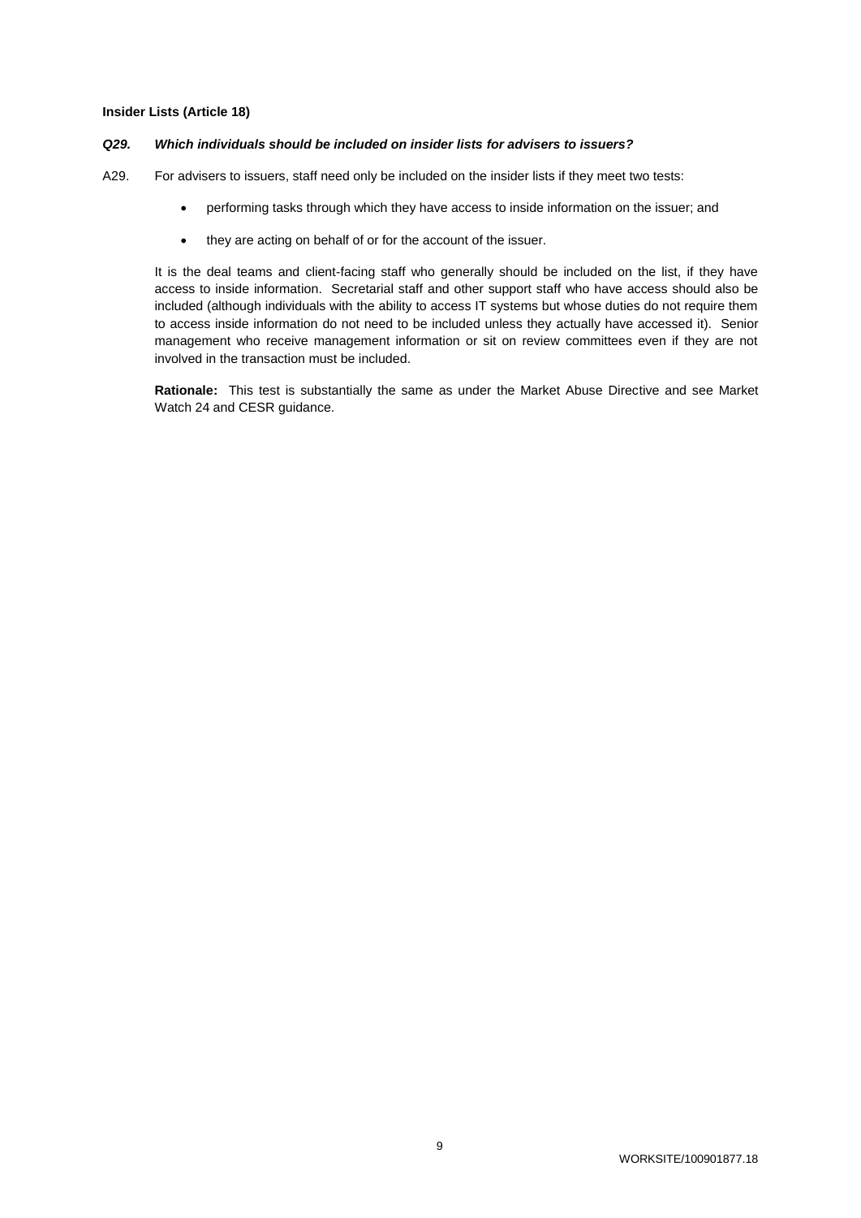**Insider Lists (Article 18)**

***Q29. Which individuals should be included on insider lists for advisers to issuers?***

A29. For advisers to issuers, staff need only be included on the insider lists if they meet two tests:

- performing tasks through which they have access to inside information on the issuer; and
- they are acting on behalf of or for the account of the issuer.

It is the deal teams and client-facing staff who generally should be included on the list, if they have access to inside information. Secretarial staff and other support staff who have access should also be included (although individuals with the ability to access IT systems but whose duties do not require them to access inside information do not need to be included unless they actually have accessed it). Senior management who receive management information or sit on review committees even if they are not involved in the transaction must be included.

**Rationale:** This test is substantially the same as under the Market Abuse Directive and see Market Watch 24 and CESR guidance.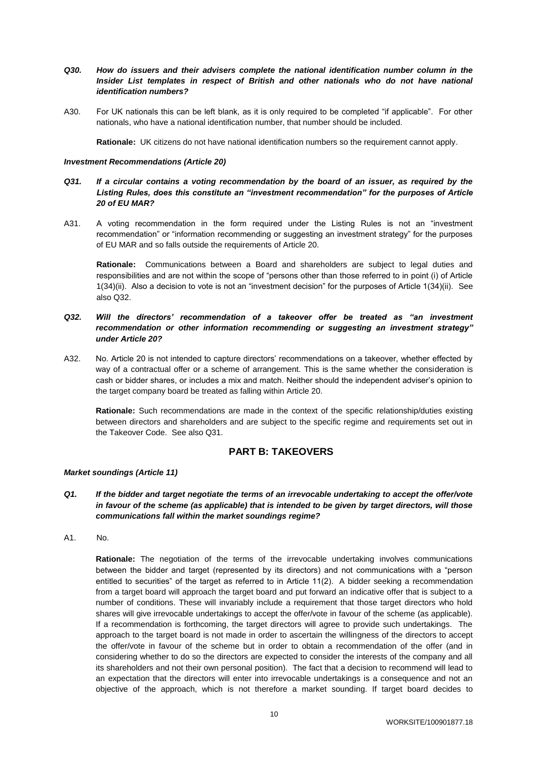***Q30. How do issuers and their advisers complete the national identification number column in the Insider List templates in respect of British and other nationals who do not have national identification numbers?***

A30. For UK nationals this can be left blank, as it is only required to be completed "if applicable". For other nationals, who have a national identification number, that number should be included.

**Rationale:** UK citizens do not have national identification numbers so the requirement cannot apply.

***Investment Recommendations (Article 20)***

***Q31. If a circular contains a voting recommendation by the board of an issuer, as required by the Listing Rules, does this constitute an "investment recommendation" for the purposes of Article 20 of EU MAR?***

A31. A voting recommendation in the form required under the Listing Rules is not an "investment recommendation" or "information recommending or suggesting an investment strategy" for the purposes of EU MAR and so falls outside the requirements of Article 20.

**Rationale:** Communications between a Board and shareholders are subject to legal duties and responsibilities and are not within the scope of "persons other than those referred to in point (i) of Article 1(34)(ii). Also a decision to vote is not an "investment decision" for the purposes of Article 1(34)(ii). See also Q32.

***Q32. Will the directors' recommendation of a takeover offer be treated as "an investment recommendation or other information recommending or suggesting an investment strategy" under Article 20?***

A32. No. Article 20 is not intended to capture directors' recommendations on a takeover, whether effected by way of a contractual offer or a scheme of arrangement. This is the same whether the consideration is cash or bidder shares, or includes a mix and match. Neither should the independent adviser's opinion to the target company board be treated as falling within Article 20.

**Rationale:** Such recommendations are made in the context of the specific relationship/duties existing between directors and shareholders and are subject to the specific regime and requirements set out in the Takeover Code. See also Q31.

## PART B: TAKEOVERS

***Market soundings (Article 11)***

***Q1. If the bidder and target negotiate the terms of an irrevocable undertaking to accept the offer/vote in favour of the scheme (as applicable) that is intended to be given by target directors, will those communications fall within the market soundings regime?***

A1. No.

**Rationale:** The negotiation of the terms of the irrevocable undertaking involves communications between the bidder and target (represented by its directors) and not communications with a "person entitled to securities" of the target as referred to in Article 11(2). A bidder seeking a recommendation from a target board will approach the target board and put forward an indicative offer that is subject to a number of conditions. These will invariably include a requirement that those target directors who hold shares will give irrevocable undertakings to accept the offer/vote in favour of the scheme (as applicable). If a recommendation is forthcoming, the target directors will agree to provide such undertakings. The approach to the target board is not made in order to ascertain the willingness of the directors to accept the offer/vote in favour of the scheme but in order to obtain a recommendation of the offer (and in considering whether to do so the directors are expected to consider the interests of the company and all its shareholders and not their own personal position). The fact that a decision to recommend will lead to an expectation that the directors will enter into irrevocable undertakings is a consequence and not an objective of the approach, which is not therefore a market sounding. If target board decides to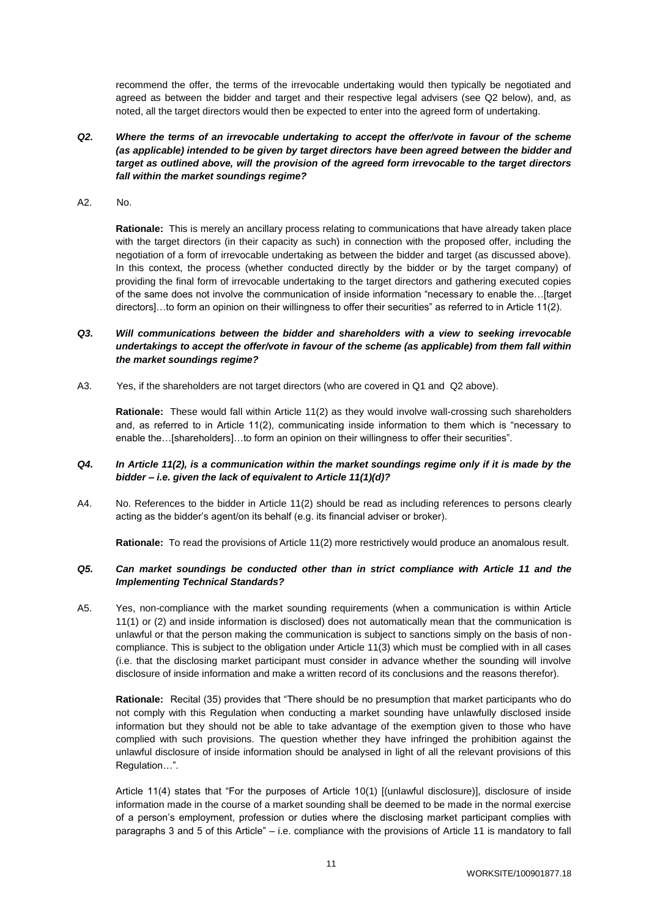recommend the offer, the terms of the irrevocable undertaking would then typically be negotiated and agreed as between the bidder and target and their respective legal advisers (see Q2 below), and, as noted, all the target directors would then be expected to enter into the agreed form of undertaking.

***Q2. Where the terms of an irrevocable undertaking to accept the offer/vote in favour of the scheme (as applicable) intended to be given by target directors have been agreed between the bidder and target as outlined above, will the provision of the agreed form irrevocable to the target directors fall within the market soundings regime?***

A2. No.

**Rationale:** This is merely an ancillary process relating to communications that have already taken place with the target directors (in their capacity as such) in connection with the proposed offer, including the negotiation of a form of irrevocable undertaking as between the bidder and target (as discussed above). In this context, the process (whether conducted directly by the bidder or by the target company) of providing the final form of irrevocable undertaking to the target directors and gathering executed copies of the same does not involve the communication of inside information "necessary to enable the…[target directors]…to form an opinion on their willingness to offer their securities" as referred to in Article 11(2).

***Q3. Will communications between the bidder and shareholders with a view to seeking irrevocable undertakings to accept the offer/vote in favour of the scheme (as applicable) from them fall within the market soundings regime?***

A3. Yes, if the shareholders are not target directors (who are covered in Q1 and Q2 above).

**Rationale:** These would fall within Article 11(2) as they would involve wall-crossing such shareholders and, as referred to in Article 11(2), communicating inside information to them which is "necessary to enable the…[shareholders]…to form an opinion on their willingness to offer their securities".

***Q4. In Article 11(2), is a communication within the market soundings regime only if it is made by the bidder – i.e. given the lack of equivalent to Article 11(1)(d)?***

A4. No. References to the bidder in Article 11(2) should be read as including references to persons clearly acting as the bidder's agent/on its behalf (e.g. its financial adviser or broker).

**Rationale:** To read the provisions of Article 11(2) more restrictively would produce an anomalous result.

***Q5. Can market soundings be conducted other than in strict compliance with Article 11 and the Implementing Technical Standards?***

A5. Yes, non-compliance with the market sounding requirements (when a communication is within Article 11(1) or (2) and inside information is disclosed) does not automatically mean that the communication is unlawful or that the person making the communication is subject to sanctions simply on the basis of non-compliance. This is subject to the obligation under Article 11(3) which must be complied with in all cases (i.e. that the disclosing market participant must consider in advance whether the sounding will involve disclosure of inside information and make a written record of its conclusions and the reasons therefor).

**Rationale:** Recital (35) provides that "There should be no presumption that market participants who do not comply with this Regulation when conducting a market sounding have unlawfully disclosed inside information but they should not be able to take advantage of the exemption given to those who have complied with such provisions. The question whether they have infringed the prohibition against the unlawful disclosure of inside information should be analysed in light of all the relevant provisions of this Regulation…".

Article 11(4) states that "For the purposes of Article 10(1) [(unlawful disclosure)], disclosure of inside information made in the course of a market sounding shall be deemed to be made in the normal exercise of a person's employment, profession or duties where the disclosing market participant complies with paragraphs 3 and 5 of this Article" – i.e. compliance with the provisions of Article 11 is mandatory to fall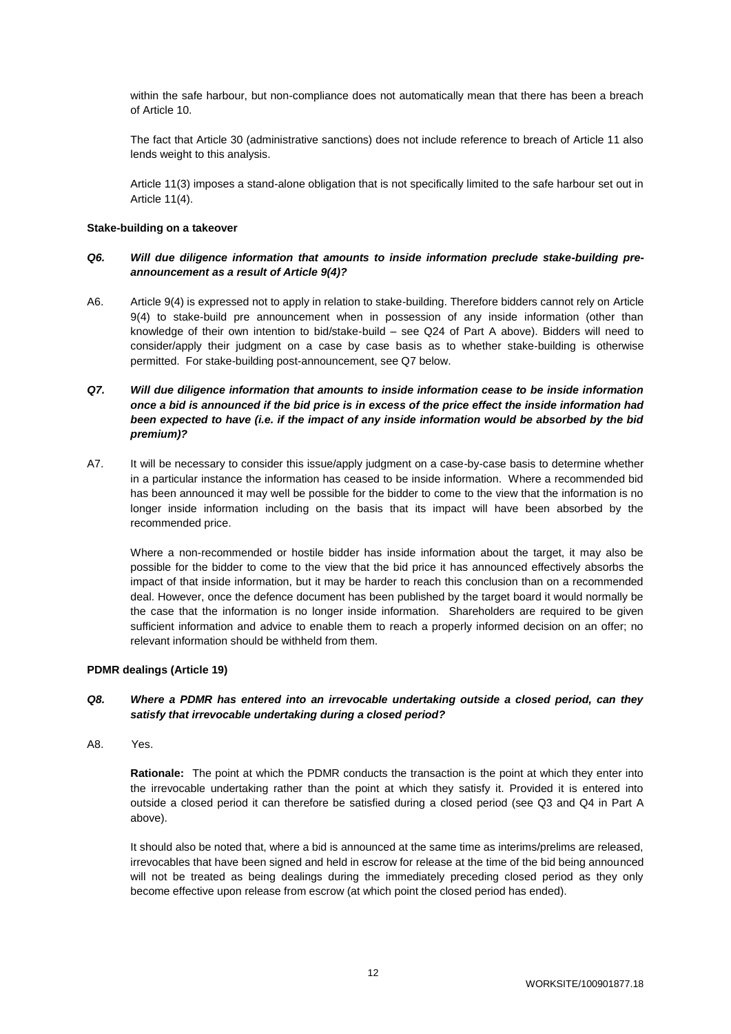within the safe harbour, but non-compliance does not automatically mean that there has been a breach of Article 10.

The fact that Article 30 (administrative sanctions) does not include reference to breach of Article 11 also lends weight to this analysis.

Article 11(3) imposes a stand-alone obligation that is not specifically limited to the safe harbour set out in Article 11(4).

**Stake-building on a takeover**

***Q6. Will due diligence information that amounts to inside information preclude stake-building pre-announcement as a result of Article 9(4)?***

A6. Article 9(4) is expressed not to apply in relation to stake-building. Therefore bidders cannot rely on Article 9(4) to stake-build pre announcement when in possession of any inside information (other than knowledge of their own intention to bid/stake-build – see Q24 of Part A above). Bidders will need to consider/apply their judgment on a case by case basis as to whether stake-building is otherwise permitted. For stake-building post-announcement, see Q7 below.

***Q7. Will due diligence information that amounts to inside information cease to be inside information once a bid is announced if the bid price is in excess of the price effect the inside information had been expected to have (i.e. if the impact of any inside information would be absorbed by the bid premium)?***

A7. It will be necessary to consider this issue/apply judgment on a case-by-case basis to determine whether in a particular instance the information has ceased to be inside information. Where a recommended bid has been announced it may well be possible for the bidder to come to the view that the information is no longer inside information including on the basis that its impact will have been absorbed by the recommended price.

Where a non-recommended or hostile bidder has inside information about the target, it may also be possible for the bidder to come to the view that the bid price it has announced effectively absorbs the impact of that inside information, but it may be harder to reach this conclusion than on a recommended deal. However, once the defence document has been published by the target board it would normally be the case that the information is no longer inside information. Shareholders are required to be given sufficient information and advice to enable them to reach a properly informed decision on an offer; no relevant information should be withheld from them.

**PDMR dealings (Article 19)**

***Q8. Where a PDMR has entered into an irrevocable undertaking outside a closed period, can they satisfy that irrevocable undertaking during a closed period?***

A8. Yes.

**Rationale:** The point at which the PDMR conducts the transaction is the point at which they enter into the irrevocable undertaking rather than the point at which they satisfy it. Provided it is entered into outside a closed period it can therefore be satisfied during a closed period (see Q3 and Q4 in Part A above).

It should also be noted that, where a bid is announced at the same time as interims/prelims are released, irrevocables that have been signed and held in escrow for release at the time of the bid being announced will not be treated as being dealings during the immediately preceding closed period as they only become effective upon release from escrow (at which point the closed period has ended).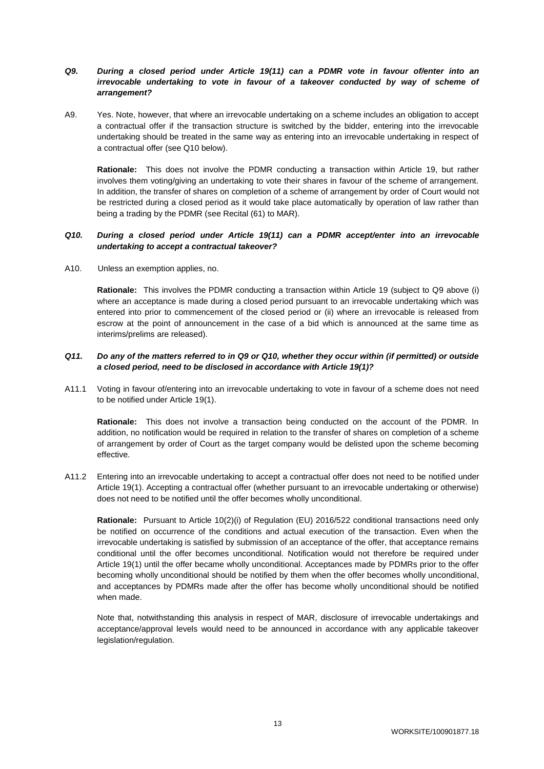***Q9. During a closed period under Article 19(11) can a PDMR vote in favour of/enter into an irrevocable undertaking to vote in favour of a takeover conducted by way of scheme of arrangement?***

A9. Yes. Note, however, that where an irrevocable undertaking on a scheme includes an obligation to accept a contractual offer if the transaction structure is switched by the bidder, entering into the irrevocable undertaking should be treated in the same way as entering into an irrevocable undertaking in respect of a contractual offer (see Q10 below).

**Rationale:** This does not involve the PDMR conducting a transaction within Article 19, but rather involves them voting/giving an undertaking to vote their shares in favour of the scheme of arrangement. In addition, the transfer of shares on completion of a scheme of arrangement by order of Court would not be restricted during a closed period as it would take place automatically by operation of law rather than being a trading by the PDMR (see Recital (61) to MAR).

***Q10. During a closed period under Article 19(11) can a PDMR accept/enter into an irrevocable undertaking to accept a contractual takeover?***

A10. Unless an exemption applies, no.

**Rationale:** This involves the PDMR conducting a transaction within Article 19 (subject to Q9 above (i) where an acceptance is made during a closed period pursuant to an irrevocable undertaking which was entered into prior to commencement of the closed period or (ii) where an irrevocable is released from escrow at the point of announcement in the case of a bid which is announced at the same time as interims/prelims are released).

***Q11. Do any of the matters referred to in Q9 or Q10, whether they occur within (if permitted) or outside a closed period, need to be disclosed in accordance with Article 19(1)?***

A11.1 Voting in favour of/entering into an irrevocable undertaking to vote in favour of a scheme does not need to be notified under Article 19(1).

**Rationale:** This does not involve a transaction being conducted on the account of the PDMR. In addition, no notification would be required in relation to the transfer of shares on completion of a scheme of arrangement by order of Court as the target company would be delisted upon the scheme becoming effective.

A11.2 Entering into an irrevocable undertaking to accept a contractual offer does not need to be notified under Article 19(1). Accepting a contractual offer (whether pursuant to an irrevocable undertaking or otherwise) does not need to be notified until the offer becomes wholly unconditional.

**Rationale:** Pursuant to Article 10(2)(i) of Regulation (EU) 2016/522 conditional transactions need only be notified on occurrence of the conditions and actual execution of the transaction. Even when the irrevocable undertaking is satisfied by submission of an acceptance of the offer, that acceptance remains conditional until the offer becomes unconditional. Notification would not therefore be required under Article 19(1) until the offer became wholly unconditional. Acceptances made by PDMRs prior to the offer becoming wholly unconditional should be notified by them when the offer becomes wholly unconditional, and acceptances by PDMRs made after the offer has become wholly unconditional should be notified when made.

Note that, notwithstanding this analysis in respect of MAR, disclosure of irrevocable undertakings and acceptance/approval levels would need to be announced in accordance with any applicable takeover legislation/regulation.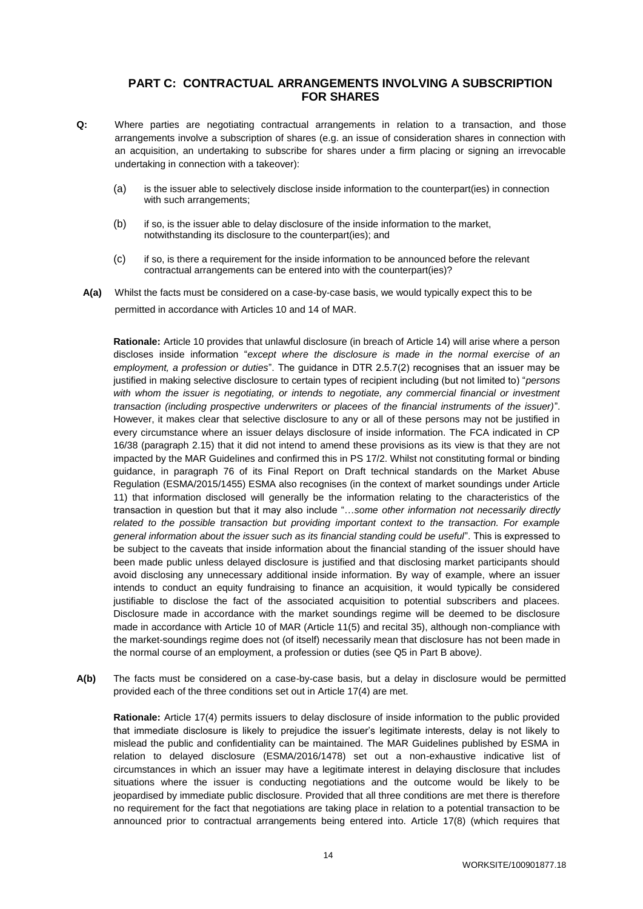## PART C: CONTRACTUAL ARRANGEMENTS INVOLVING A SUBSCRIPTION FOR SHARES

**Q:** Where parties are negotiating contractual arrangements in relation to a transaction, and those arrangements involve a subscription of shares (e.g. an issue of consideration shares in connection with an acquisition, an undertaking to subscribe for shares under a firm placing or signing an irrevocable undertaking in connection with a takeover):

(a) is the issuer able to selectively disclose inside information to the counterpart(ies) in connection with such arrangements;

(b) if so, is the issuer able to delay disclosure of the inside information to the market, notwithstanding its disclosure to the counterpart(ies); and

(c) if so, is there a requirement for the inside information to be announced before the relevant contractual arrangements can be entered into with the counterpart(ies)?

**A(a)** Whilst the facts must be considered on a case-by-case basis, we would typically expect this to be permitted in accordance with Articles 10 and 14 of MAR.

**Rationale:** Article 10 provides that unlawful disclosure (in breach of Article 14) will arise where a person discloses inside information "*except where the disclosure is made in the normal exercise of an employment, a profession or duties*". The guidance in DTR 2.5.7(2) recognises that an issuer may be justified in making selective disclosure to certain types of recipient including (but not limited to) "*persons with whom the issuer is negotiating, or intends to negotiate, any commercial financial or investment transaction (including prospective underwriters or placees of the financial instruments of the issuer)*". However, it makes clear that selective disclosure to any or all of these persons may not be justified in every circumstance where an issuer delays disclosure of inside information. The FCA indicated in CP 16/38 (paragraph 2.15) that it did not intend to amend these provisions as its view is that they are not impacted by the MAR Guidelines and confirmed this in PS 17/2. Whilst not constituting formal or binding guidance, in paragraph 76 of its Final Report on Draft technical standards on the Market Abuse Regulation (ESMA/2015/1455) ESMA also recognises (in the context of market soundings under Article 11) that information disclosed will generally be the information relating to the characteristics of the transaction in question but that it may also include "…*some other information not necessarily directly related to the possible transaction but providing important context to the transaction. For example general information about the issuer such as its financial standing could be useful*". This is expressed to be subject to the caveats that inside information about the financial standing of the issuer should have been made public unless delayed disclosure is justified and that disclosing market participants should avoid disclosing any unnecessary additional inside information. By way of example, where an issuer intends to conduct an equity fundraising to finance an acquisition, it would typically be considered justifiable to disclose the fact of the associated acquisition to potential subscribers and placees. Disclosure made in accordance with the market soundings regime will be deemed to be disclosure made in accordance with Article 10 of MAR (Article 11(5) and recital 35), although non-compliance with the market-soundings regime does not (of itself) necessarily mean that disclosure has not been made in the normal course of an employment, a profession or duties (see Q5 in Part B above*)*.

**A(b)** The facts must be considered on a case-by-case basis, but a delay in disclosure would be permitted provided each of the three conditions set out in Article 17(4) are met.

**Rationale:** Article 17(4) permits issuers to delay disclosure of inside information to the public provided that immediate disclosure is likely to prejudice the issuer's legitimate interests, delay is not likely to mislead the public and confidentiality can be maintained. The MAR Guidelines published by ESMA in relation to delayed disclosure (ESMA/2016/1478) set out a non-exhaustive indicative list of circumstances in which an issuer may have a legitimate interest in delaying disclosure that includes situations where the issuer is conducting negotiations and the outcome would be likely to be jeopardised by immediate public disclosure. Provided that all three conditions are met there is therefore no requirement for the fact that negotiations are taking place in relation to a potential transaction to be announced prior to contractual arrangements being entered into. Article 17(8) (which requires that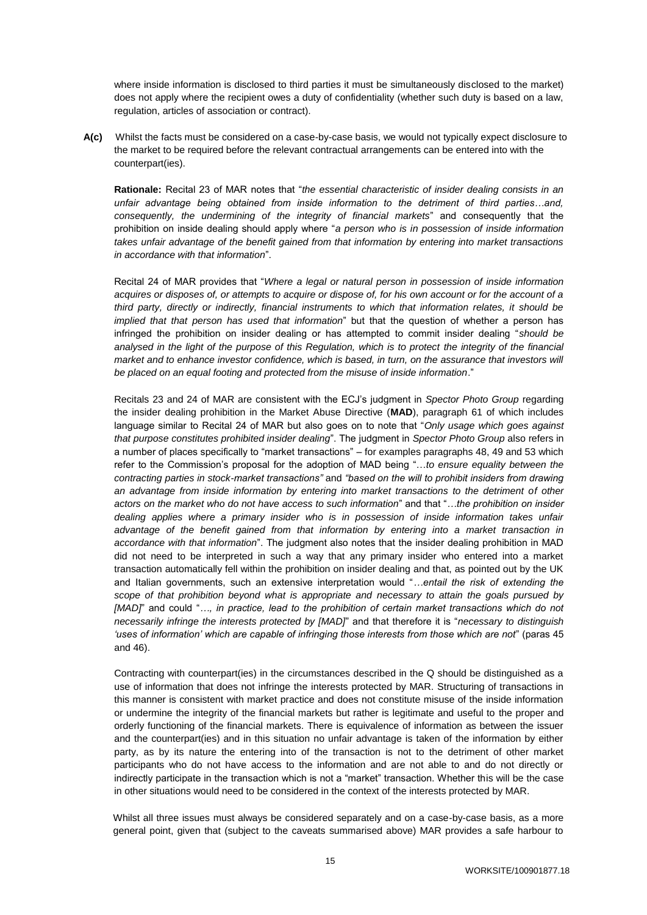where inside information is disclosed to third parties it must be simultaneously disclosed to the market) does not apply where the recipient owes a duty of confidentiality (whether such duty is based on a law, regulation, articles of association or contract).

**A(c)** Whilst the facts must be considered on a case-by-case basis, we would not typically expect disclosure to the market to be required before the relevant contractual arrangements can be entered into with the counterpart(ies).

**Rationale:** Recital 23 of MAR notes that "*the essential characteristic of insider dealing consists in an unfair advantage being obtained from inside information to the detriment of third parties…and, consequently, the undermining of the integrity of financial markets*" and consequently that the prohibition on inside dealing should apply where "*a person who is in possession of inside information takes unfair advantage of the benefit gained from that information by entering into market transactions in accordance with that information*".

Recital 24 of MAR provides that "*Where a legal or natural person in possession of inside information acquires or disposes of, or attempts to acquire or dispose of, for his own account or for the account of a third party, directly or indirectly, financial instruments to which that information relates, it should be implied that that person has used that information*" but that the question of whether a person has infringed the prohibition on insider dealing or has attempted to commit insider dealing "*should be analysed in the light of the purpose of this Regulation, which is to protect the integrity of the financial market and to enhance investor confidence, which is based, in turn, on the assurance that investors will be placed on an equal footing and protected from the misuse of inside information*."

Recitals 23 and 24 of MAR are consistent with the ECJ's judgment in *Spector Photo Group* regarding the insider dealing prohibition in the Market Abuse Directive (**MAD**), paragraph 61 of which includes language similar to Recital 24 of MAR but also goes on to note that "*Only usage which goes against that purpose constitutes prohibited insider dealing*". The judgment in *Spector Photo Group* also refers in a number of places specifically to "market transactions" – for examples paragraphs 48, 49 and 53 which refer to the Commission's proposal for the adoption of MAD being "…*to ensure equality between the contracting parties in stock-market transactions"* and *"based on the will to prohibit insiders from drawing an advantage from inside information by entering into market transactions to the detriment of other actors on the market who do not have access to such information*" and that "…*the prohibition on insider dealing applies where a primary insider who is in possession of inside information takes unfair advantage of the benefit gained from that information by entering into a market transaction in accordance with that information*". The judgment also notes that the insider dealing prohibition in MAD did not need to be interpreted in such a way that any primary insider who entered into a market transaction automatically fell within the prohibition on insider dealing and that, as pointed out by the UK and Italian governments, such an extensive interpretation would "…*entail the risk of extending the scope of that prohibition beyond what is appropriate and necessary to attain the goals pursued by [MAD]*" and could "*…, in practice, lead to the prohibition of certain market transactions which do not necessarily infringe the interests protected by [MAD]*" and that therefore it is "*necessary to distinguish 'uses of information' which are capable of infringing those interests from those which are not*" (paras 45 and 46).

Contracting with counterpart(ies) in the circumstances described in the Q should be distinguished as a use of information that does not infringe the interests protected by MAR. Structuring of transactions in this manner is consistent with market practice and does not constitute misuse of the inside information or undermine the integrity of the financial markets but rather is legitimate and useful to the proper and orderly functioning of the financial markets. There is equivalence of information as between the issuer and the counterpart(ies) and in this situation no unfair advantage is taken of the information by either party, as by its nature the entering into of the transaction is not to the detriment of other market participants who do not have access to the information and are not able to and do not directly or indirectly participate in the transaction which is not a "market" transaction. Whether this will be the case in other situations would need to be considered in the context of the interests protected by MAR.

Whilst all three issues must always be considered separately and on a case-by-case basis, as a more general point, given that (subject to the caveats summarised above) MAR provides a safe harbour to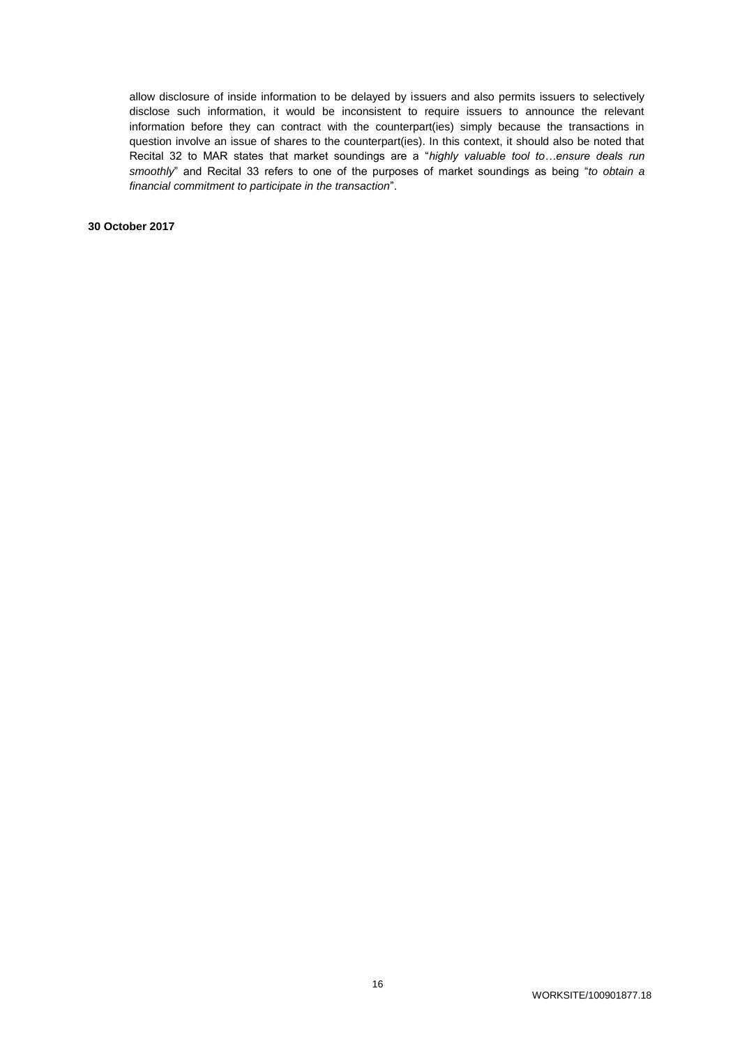allow disclosure of inside information to be delayed by issuers and also permits issuers to selectively disclose such information, it would be inconsistent to require issuers to announce the relevant information before they can contract with the counterpart(ies) simply because the transactions in question involve an issue of shares to the counterpart(ies). In this context, it should also be noted that Recital 32 to MAR states that market soundings are a "*highly valuable tool to…ensure deals run smoothly*" and Recital 33 refers to one of the purposes of market soundings as being "*to obtain a financial commitment to participate in the transaction*".

**30 October 2017**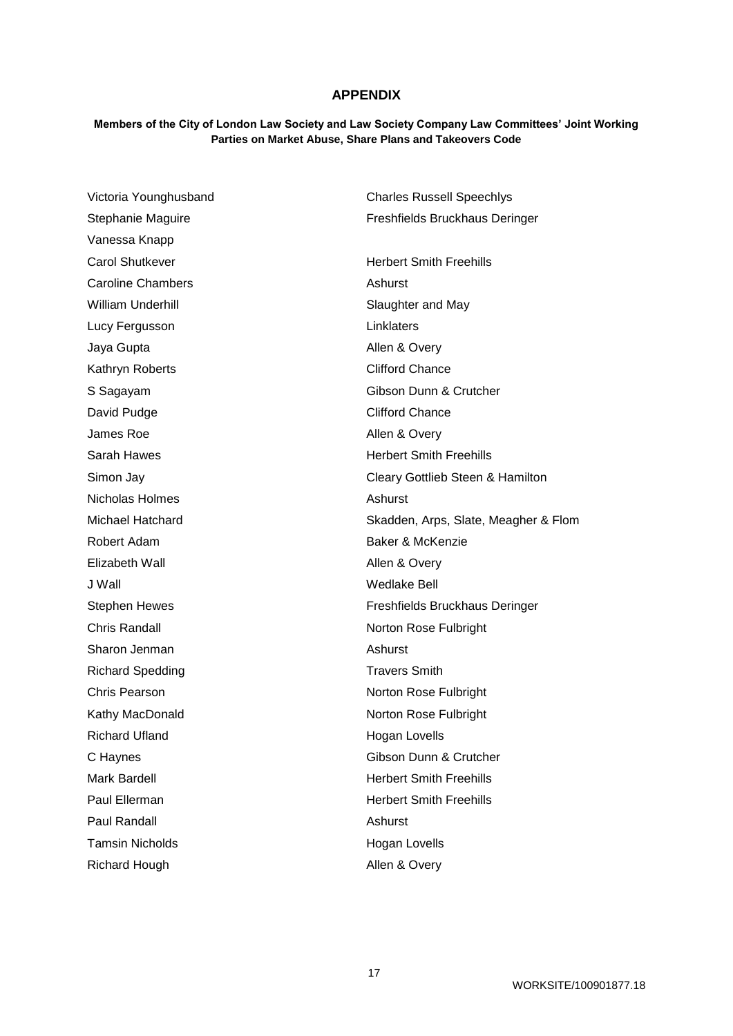# APPENDIX

**Members of the City of London Law Society and Law Society Company Law Committees' Joint Working Parties on Market Abuse, Share Plans and Takeovers Code**

| | |
|---|---|
| Victoria Younghusband | Charles Russell Speechlys |
| Stephanie Maguire | Freshfields Bruckhaus Deringer |
| Vanessa Knapp | |
| Carol Shutkever | Herbert Smith Freehills |
| Caroline Chambers | Ashurst |
| William Underhill | Slaughter and May |
| Lucy Fergusson | Linklaters |
| Jaya Gupta | Allen & Overy |
| Kathryn Roberts | Clifford Chance |
| S Sagayam | Gibson Dunn & Crutcher |
| David Pudge | Clifford Chance |
| James Roe | Allen & Overy |
| Sarah Hawes | Herbert Smith Freehills |
| Simon Jay | Cleary Gottlieb Steen & Hamilton |
| Nicholas Holmes | Ashurst |
| Michael Hatchard | Skadden, Arps, Slate, Meagher & Flom |
| Robert Adam | Baker & McKenzie |
| Elizabeth Wall | Allen & Overy |
| J Wall | Wedlake Bell |
| Stephen Hewes | Freshfields Bruckhaus Deringer |
| Chris Randall | Norton Rose Fulbright |
| Sharon Jenman | Ashurst |
| Richard Spedding | Travers Smith |
| Chris Pearson | Norton Rose Fulbright |
| Kathy MacDonald | Norton Rose Fulbright |
| Richard Ufland | Hogan Lovells |
| C Haynes | Gibson Dunn & Crutcher |
| Mark Bardell | Herbert Smith Freehills |
| Paul Ellerman | Herbert Smith Freehills |
| Paul Randall | Ashurst |
| Tamsin Nicholds | Hogan Lovells |
| Richard Hough | Allen & Overy |

WORKSITE/100901877.18